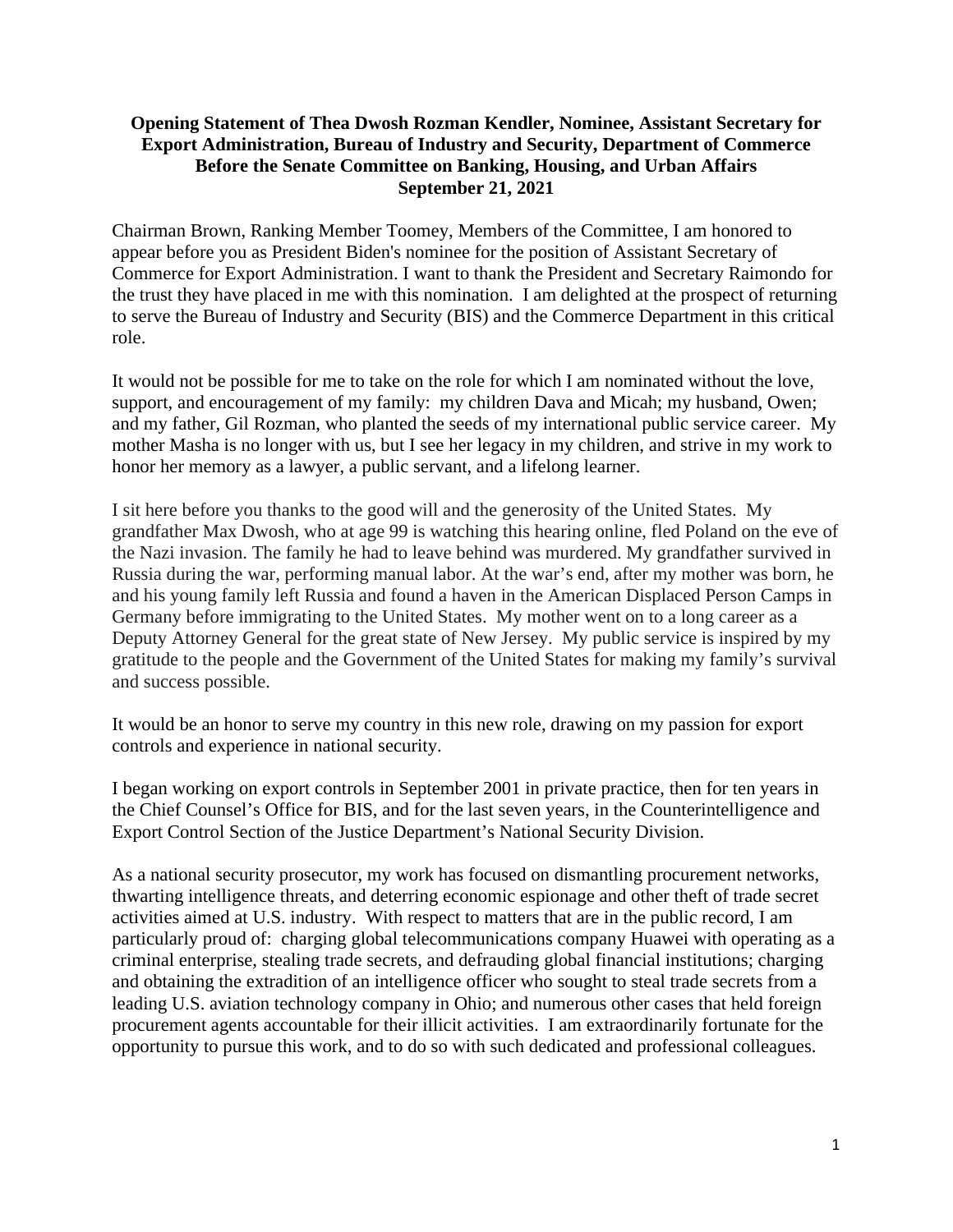**Opening Statement of Thea Dwosh Rozman Kendler, Nominee, Assistant Secretary for Export Administration, Bureau of Industry and Security, Department of Commerce Before the Senate Committee on Banking, Housing, and Urban Affairs September 21, 2021**

Chairman Brown, Ranking Member Toomey, Members of the Committee, I am honored to appear before you as President Biden's nominee for the position of Assistant Secretary of Commerce for Export Administration. I want to thank the President and Secretary Raimondo for the trust they have placed in me with this nomination. I am delighted at the prospect of returning to serve the Bureau of Industry and Security (BIS) and the Commerce Department in this critical role.

It would not be possible for me to take on the role for which I am nominated without the love, support, and encouragement of my family: my children Dava and Micah; my husband, Owen; and my father, Gil Rozman, who planted the seeds of my international public service career. My mother Masha is no longer with us, but I see her legacy in my children, and strive in my work to honor her memory as a lawyer, a public servant, and a lifelong learner.

I sit here before you thanks to the good will and the generosity of the United States. My grandfather Max Dwosh, who at age 99 is watching this hearing online, fled Poland on the eve of the Nazi invasion. The family he had to leave behind was murdered. My grandfather survived in Russia during the war, performing manual labor. At the war's end, after my mother was born, he and his young family left Russia and found a haven in the American Displaced Person Camps in Germany before immigrating to the United States. My mother went on to a long career as a Deputy Attorney General for the great state of New Jersey. My public service is inspired by my gratitude to the people and the Government of the United States for making my family's survival and success possible.

It would be an honor to serve my country in this new role, drawing on my passion for export controls and experience in national security.

I began working on export controls in September 2001 in private practice, then for ten years in the Chief Counsel's Office for BIS, and for the last seven years, in the Counterintelligence and Export Control Section of the Justice Department's National Security Division.

As a national security prosecutor, my work has focused on dismantling procurement networks, thwarting intelligence threats, and deterring economic espionage and other theft of trade secret activities aimed at U.S. industry. With respect to matters that are in the public record, I am particularly proud of: charging global telecommunications company Huawei with operating as a criminal enterprise, stealing trade secrets, and defrauding global financial institutions; charging and obtaining the extradition of an intelligence officer who sought to steal trade secrets from a leading U.S. aviation technology company in Ohio; and numerous other cases that held foreign procurement agents accountable for their illicit activities. I am extraordinarily fortunate for the opportunity to pursue this work, and to do so with such dedicated and professional colleagues.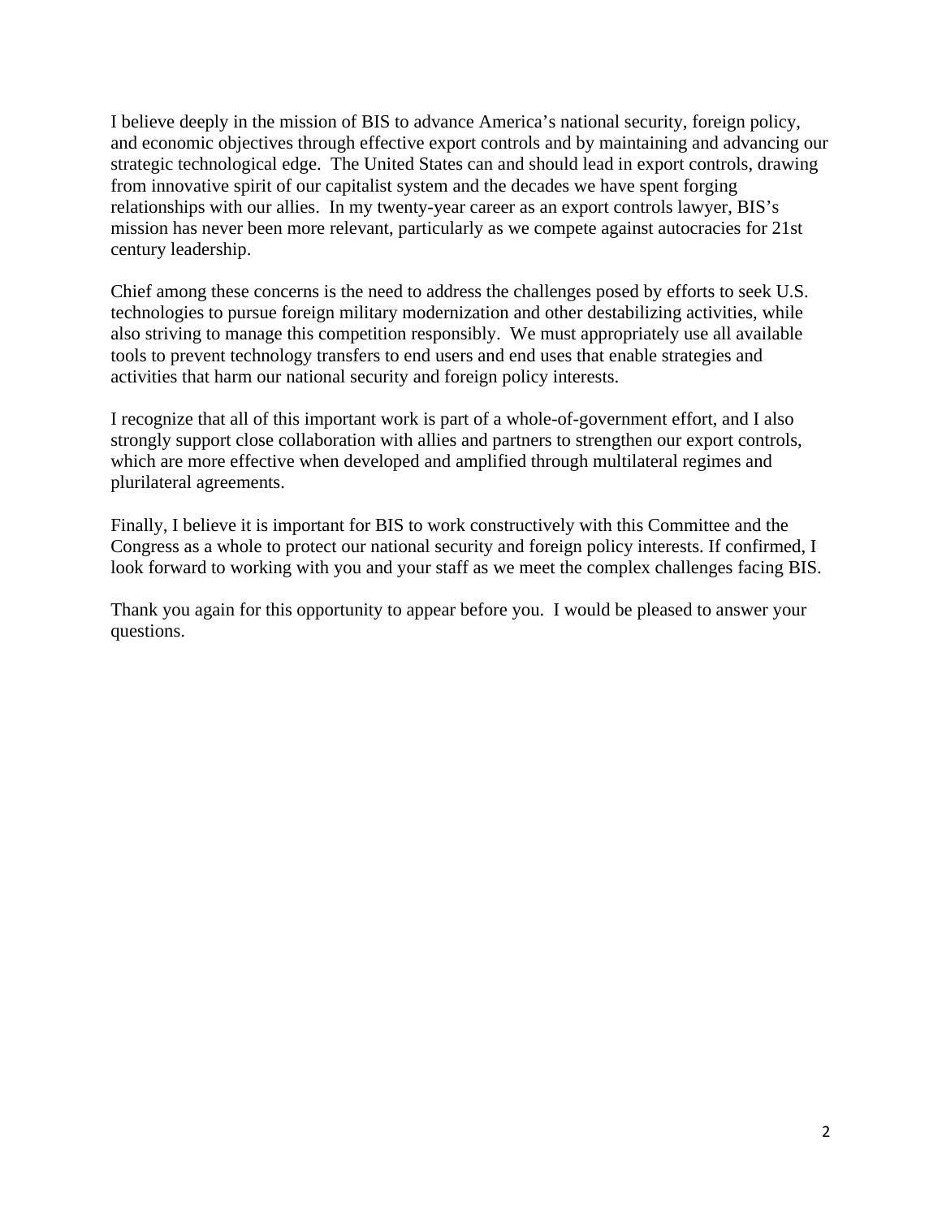I believe deeply in the mission of BIS to advance America's national security, foreign policy, and economic objectives through effective export controls and by maintaining and advancing our strategic technological edge. The United States can and should lead in export controls, drawing from innovative spirit of our capitalist system and the decades we have spent forging relationships with our allies. In my twenty-year career as an export controls lawyer, BIS's mission has never been more relevant, particularly as we compete against autocracies for 21st century leadership.

Chief among these concerns is the need to address the challenges posed by efforts to seek U.S. technologies to pursue foreign military modernization and other destabilizing activities, while also striving to manage this competition responsibly. We must appropriately use all available tools to prevent technology transfers to end users and end uses that enable strategies and activities that harm our national security and foreign policy interests.

I recognize that all of this important work is part of a whole-of-government effort, and I also strongly support close collaboration with allies and partners to strengthen our export controls, which are more effective when developed and amplified through multilateral regimes and plurilateral agreements.

Finally, I believe it is important for BIS to work constructively with this Committee and the Congress as a whole to protect our national security and foreign policy interests. If confirmed, I look forward to working with you and your staff as we meet the complex challenges facing BIS.

Thank you again for this opportunity to appear before you. I would be pleased to answer your questions.